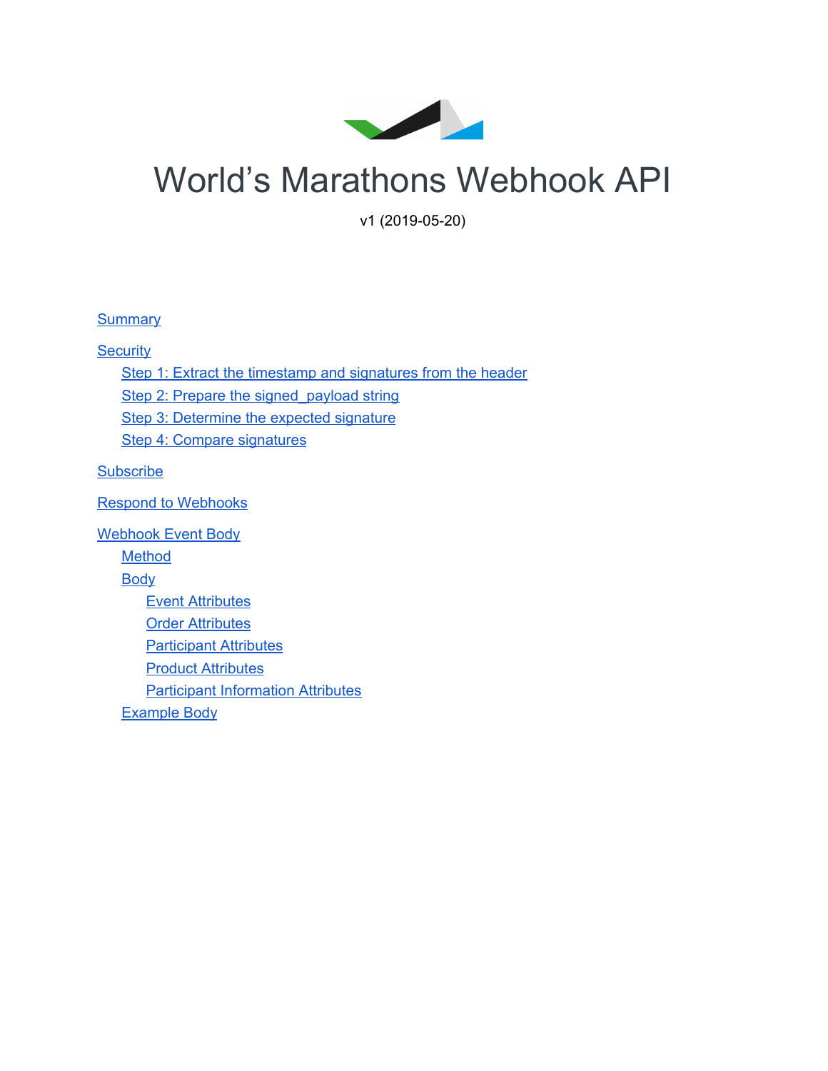# World's Marathons Webhook API

v1 (2019-05-20)

- Summary
- Security
  - Step 1: Extract the timestamp and signatures from the header
  - Step 2: Prepare the signed_payload string
  - Step 3: Determine the expected signature
  - Step 4: Compare signatures
- Subscribe
- Respond to Webhooks
- Webhook Event Body
  - Method
  - Body
    - Event Attributes
    - Order Attributes
    - Participant Attributes
    - Product Attributes
    - Participant Information Attributes
  - Example Body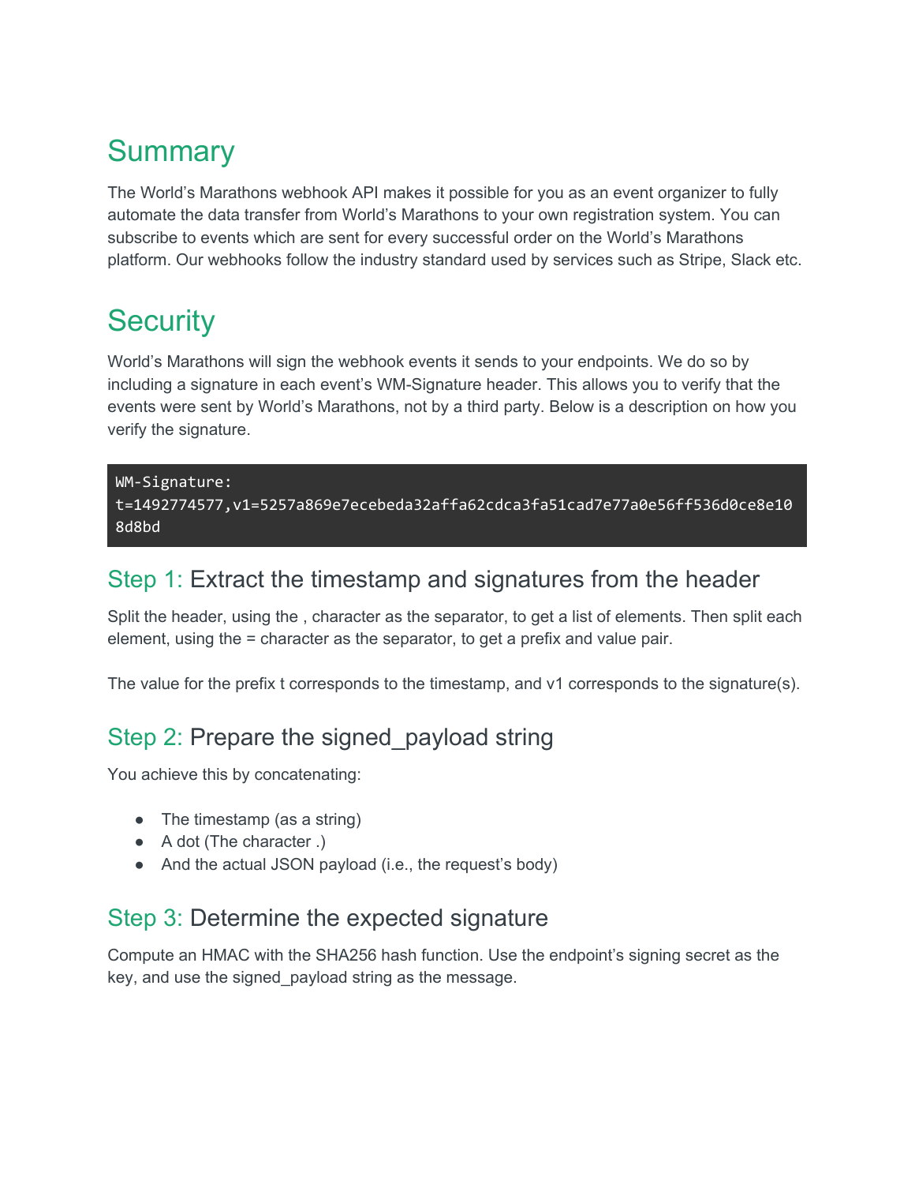# Summary

The World's Marathons webhook API makes it possible for you as an event organizer to fully automate the data transfer from World's Marathons to your own registration system. You can subscribe to events which are sent for every successful order on the World's Marathons platform. Our webhooks follow the industry standard used by services such as Stripe, Slack etc.

# Security

World's Marathons will sign the webhook events it sends to your endpoints. We do so by including a signature in each event's WM-Signature header. This allows you to verify that the events were sent by World's Marathons, not by a third party. Below is a description on how you verify the signature.

```
WM-Signature:
t=1492774577,v1=5257a869e7ecebeda32affa62cdca3fa51cad7e77a0e56ff536d0ce8e108d8bd
```

## Step 1: Extract the timestamp and signatures from the header

Split the header, using the , character as the separator, to get a list of elements. Then split each element, using the = character as the separator, to get a prefix and value pair.

The value for the prefix t corresponds to the timestamp, and v1 corresponds to the signature(s).

## Step 2: Prepare the signed_payload string

You achieve this by concatenating:

- The timestamp (as a string)
- A dot (The character .)
- And the actual JSON payload (i.e., the request's body)

## Step 3: Determine the expected signature

Compute an HMAC with the SHA256 hash function. Use the endpoint's signing secret as the key, and use the signed_payload string as the message.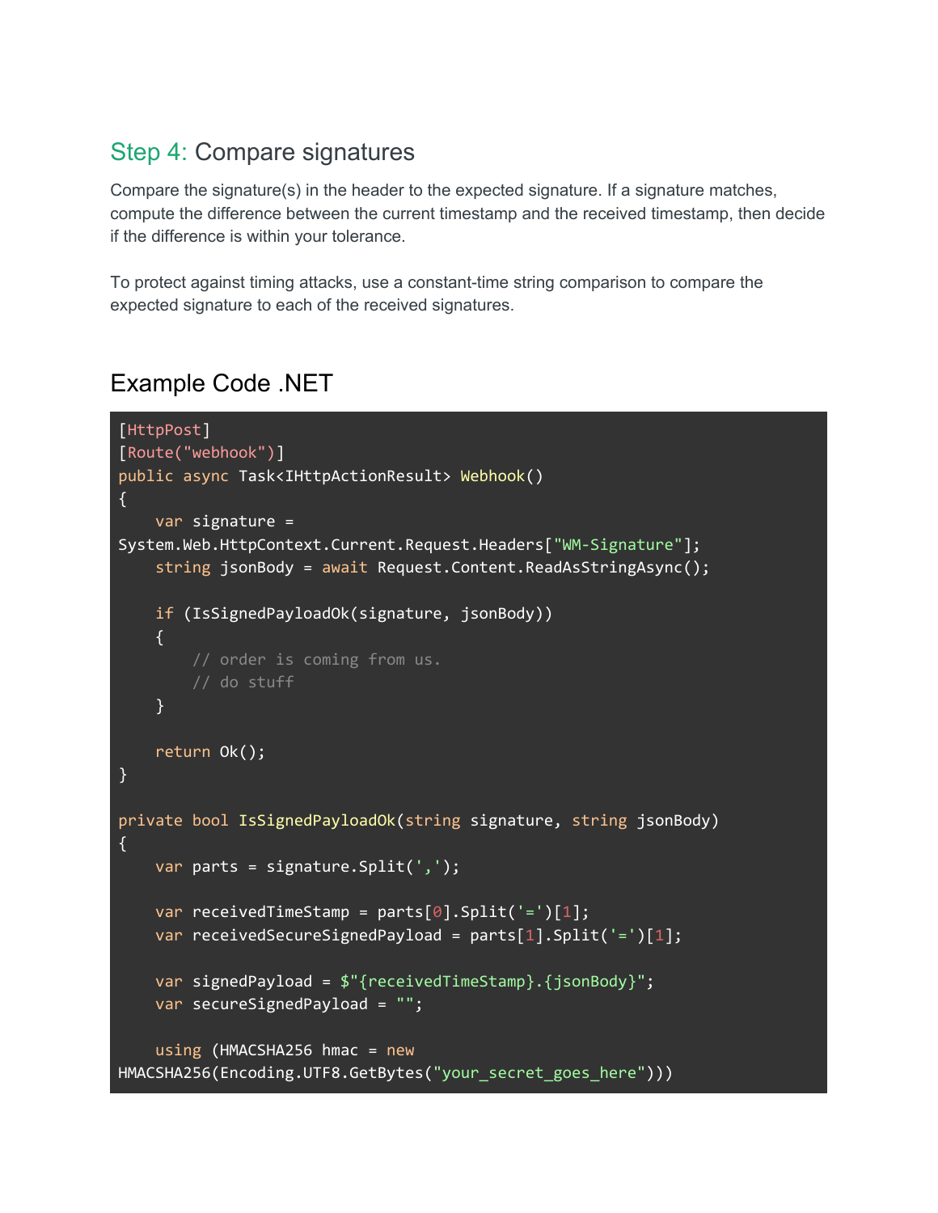## Step 4: Compare signatures

Compare the signature(s) in the header to the expected signature. If a signature matches, compute the difference between the current timestamp and the received timestamp, then decide if the difference is within your tolerance.

To protect against timing attacks, use a constant-time string comparison to compare the expected signature to each of the received signatures.

## Example Code .NET

```
[HttpPost]
[Route("webhook")]
public async Task<IHttpActionResult> Webhook()
{
    var signature =
System.Web.HttpContext.Current.Request.Headers["WM-Signature"];
    string jsonBody = await Request.Content.ReadAsStringAsync();

    if (IsSignedPayloadOk(signature, jsonBody))
    {
        // order is coming from us.
        // do stuff
    }

    return Ok();
}

private bool IsSignedPayloadOk(string signature, string jsonBody)
{
    var parts = signature.Split(',');

    var receivedTimeStamp = parts[0].Split('=')[1];
    var receivedSecureSignedPayload = parts[1].Split('=')[1];

    var signedPayload = $"{receivedTimeStamp}.{jsonBody}";
    var secureSignedPayload = "";

    using (HMACSHA256 hmac = new
HMACSHA256(Encoding.UTF8.GetBytes("your_secret_goes_here")))
```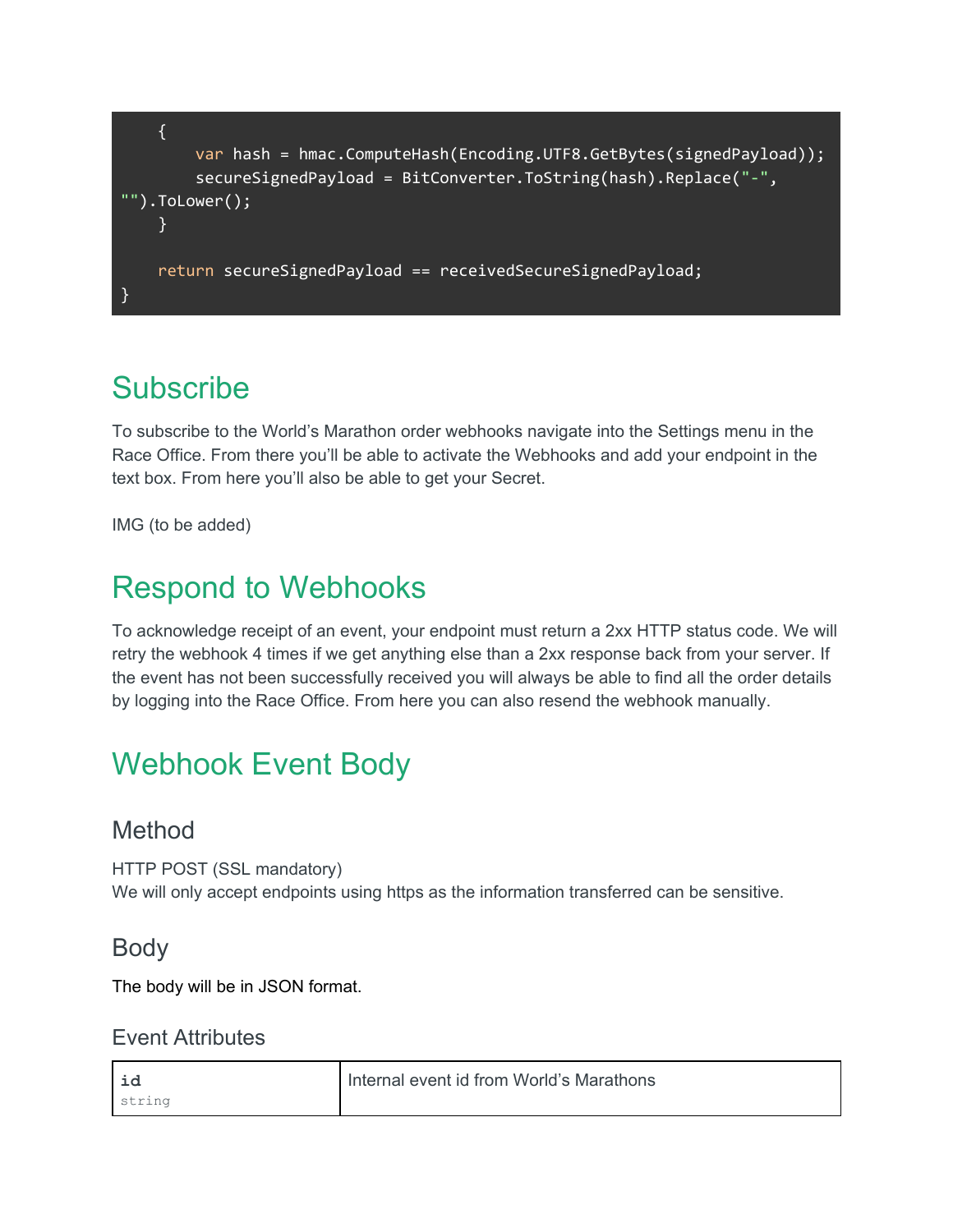```
    {
        var hash = hmac.ComputeHash(Encoding.UTF8.GetBytes(signedPayload));
        secureSignedPayload = BitConverter.ToString(hash).Replace("-", 
"").ToLower();
    }

    return secureSignedPayload == receivedSecureSignedPayload;
}
```

# Subscribe

To subscribe to the World's Marathon order webhooks navigate into the Settings menu in the Race Office. From there you'll be able to activate the Webhooks and add your endpoint in the text box. From here you'll also be able to get your Secret.

IMG (to be added)

# Respond to Webhooks

To acknowledge receipt of an event, your endpoint must return a 2xx HTTP status code. We will retry the webhook 4 times if we get anything else than a 2xx response back from your server. If the event has not been successfully received you will always be able to find all the order details by logging into the Race Office. From here you can also resend the webhook manually.

# Webhook Event Body

## Method

HTTP POST (SSL mandatory)
We will only accept endpoints using https as the information transferred can be sensitive.

## Body

The body will be in JSON format.

### Event Attributes

| | |
|---|---|
| **id**<br>string | Internal event id from World's Marathons |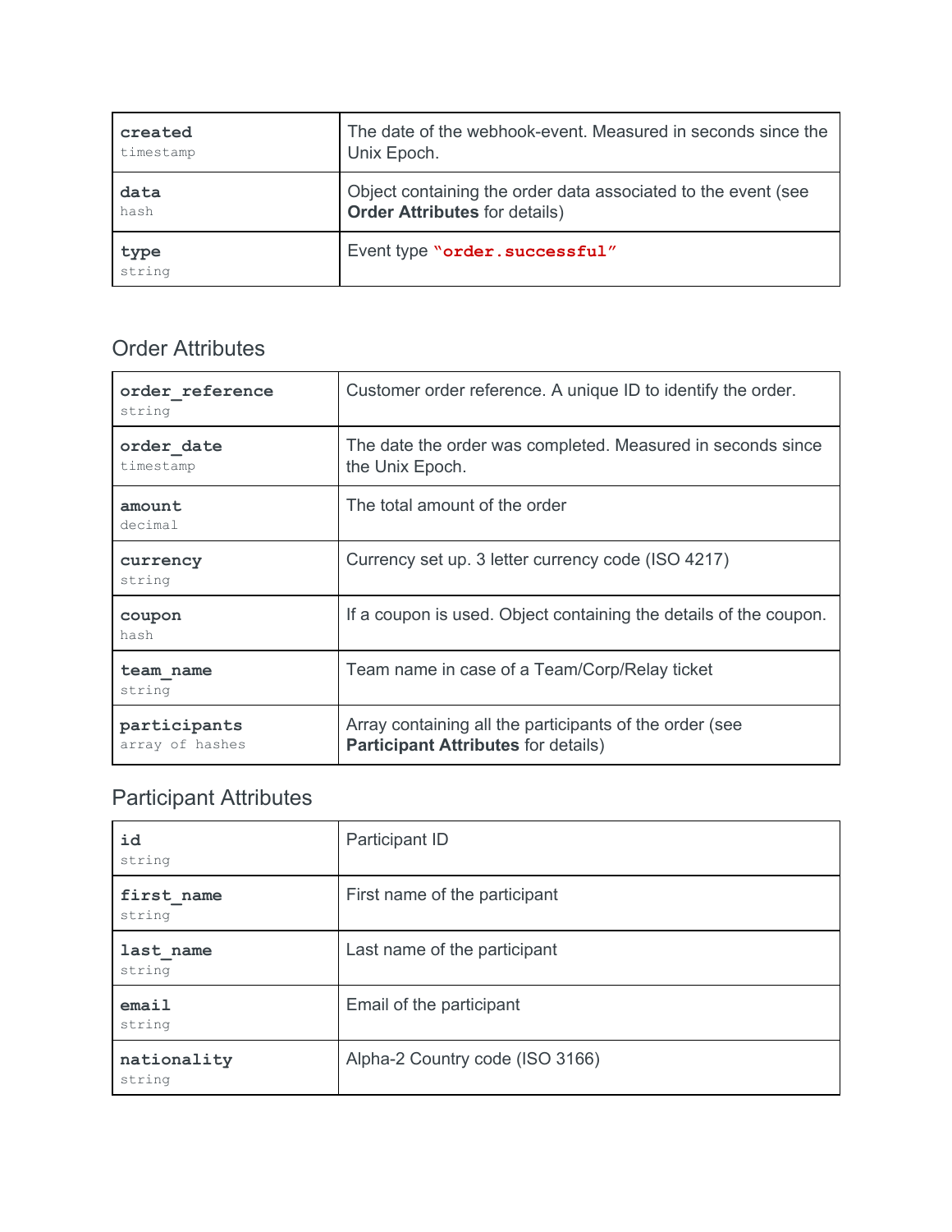| | |
|---|---|
| **created**<br>timestamp | The date of the webhook-event. Measured in seconds since the Unix Epoch. |
| **data**<br>hash | Object containing the order data associated to the event (see **Order Attributes** for details) |
| **type**<br>string | Event type **"order.successful"** |

## Order Attributes

| | |
|---|---|
| **order_reference**<br>string | Customer order reference. A unique ID to identify the order. |
| **order_date**<br>timestamp | The date the order was completed. Measured in seconds since the Unix Epoch. |
| **amount**<br>decimal | The total amount of the order |
| **currency**<br>string | Currency set up. 3 letter currency code (ISO 4217) |
| **coupon**<br>hash | If a coupon is used. Object containing the details of the coupon. |
| **team_name**<br>string | Team name in case of a Team/Corp/Relay ticket |
| **participants**<br>array of hashes | Array containing all the participants of the order (see **Participant Attributes** for details) |

## Participant Attributes

| | |
|---|---|
| **id**<br>string | Participant ID |
| **first_name**<br>string | First name of the participant |
| **last_name**<br>string | Last name of the participant |
| **email**<br>string | Email of the participant |
| **nationality**<br>string | Alpha-2 Country code (ISO 3166) |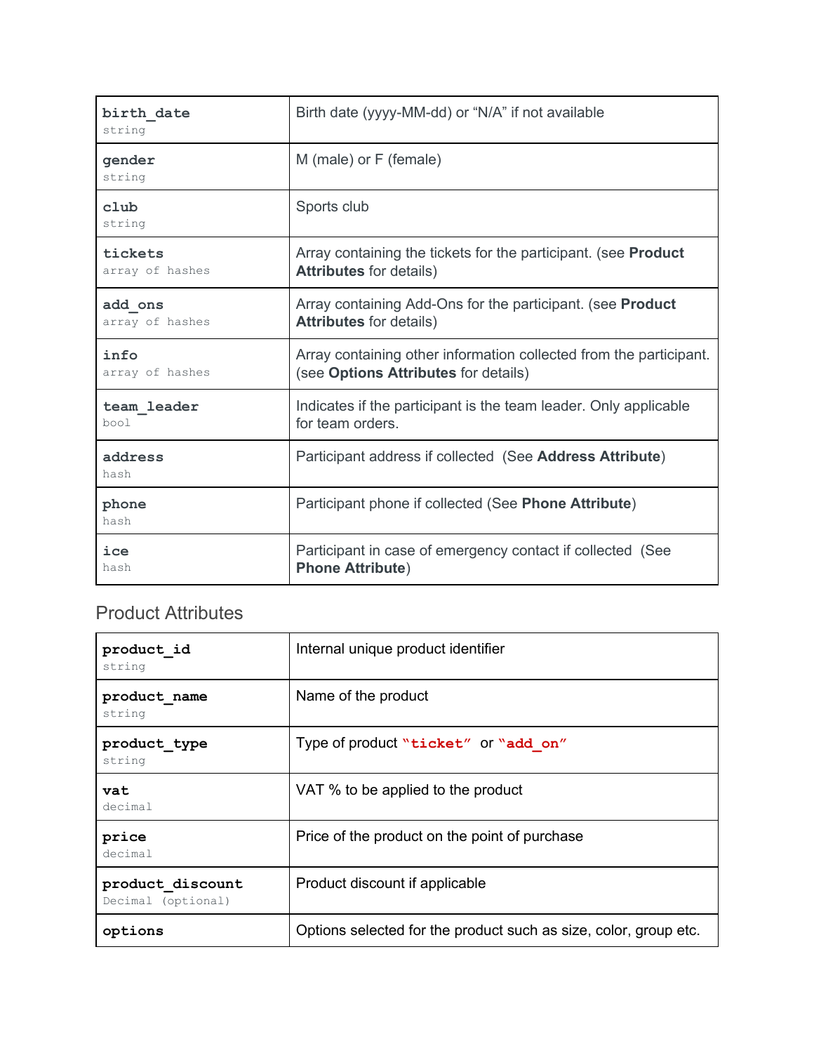| Field | Description |
|---|---|
| **birth_date**<br>string | Birth date (yyyy-MM-dd) or “N/A” if not available |
| **gender**<br>string | M (male) or F (female) |
| **club**<br>string | Sports club |
| **tickets**<br>array of hashes | Array containing the tickets for the participant. (see **Product Attributes** for details) |
| **add_ons**<br>array of hashes | Array containing Add-Ons for the participant. (see **Product Attributes** for details) |
| **info**<br>array of hashes | Array containing other information collected from the participant. (see **Options Attributes** for details) |
| **team_leader**<br>bool | Indicates if the participant is the team leader. Only applicable for team orders. |
| **address**<br>hash | Participant address if collected (See **Address Attribute**) |
| **phone**<br>hash | Participant phone if collected (See **Phone Attribute**) |
| **ice**<br>hash | Participant in case of emergency contact if collected (See **Phone Attribute**) |

## Product Attributes

| Field | Description |
|---|---|
| **product_id**<br>string | Internal unique product identifier |
| **product_name**<br>string | Name of the product |
| **product_type**<br>string | Type of product **“ticket”** or **“add_on”** |
| **vat**<br>decimal | VAT % to be applied to the product |
| **price**<br>decimal | Price of the product on the point of purchase |
| **product_discount**<br>Decimal (optional) | Product discount if applicable |
| **options** | Options selected for the product such as size, color, group etc. |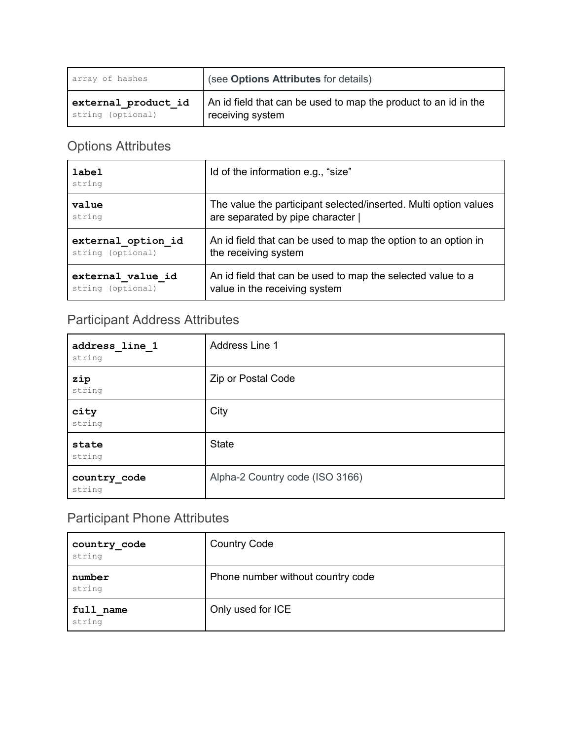| | |
|---|---|
| array of hashes | (see **Options Attributes** for details) |
| **external_product_id** string (optional) | An id field that can be used to map the product to an id in the receiving system |

## Options Attributes

| | |
|---|---|
| **label** string | Id of the information e.g., “size” |
| **value** string | The value the participant selected/inserted. Multi option values are separated by pipe character \| |
| **external_option_id** string (optional) | An id field that can be used to map the option to an option in the receiving system |
| **external_value_id** string (optional) | An id field that can be used to map the selected value to a value in the receiving system |

## Participant Address Attributes

| | |
|---|---|
| **address_line_1** string | Address Line 1 |
| **zip** string | Zip or Postal Code |
| **city** string | City |
| **state** string | State |
| **country_code** string | Alpha-2 Country code (ISO 3166) |

## Participant Phone Attributes

| | |
|---|---|
| **country_code** string | Country Code |
| **number** string | Phone number without country code |
| **full_name** string | Only used for ICE |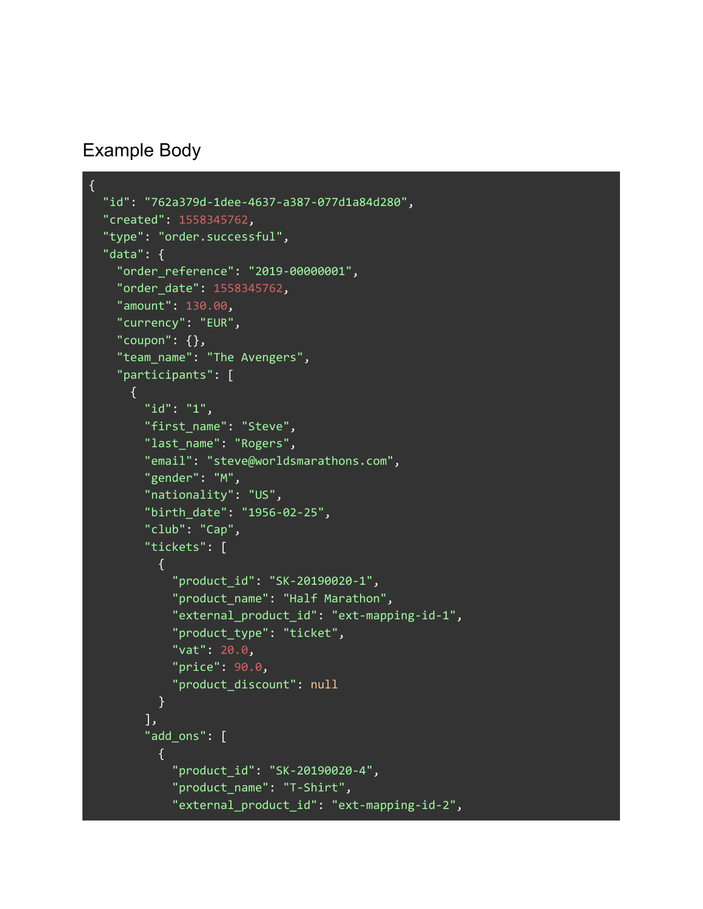## Example Body

```
{
  "id": "762a379d-1dee-4637-a387-077d1a84d280",
  "created": 1558345762,
  "type": "order.successful",
  "data": {
    "order_reference": "2019-00000001",
    "order_date": 1558345762,
    "amount": 130.00,
    "currency": "EUR",
    "coupon": {},
    "team_name": "The Avengers",
    "participants": [
      {
        "id": "1",
        "first_name": "Steve",
        "last_name": "Rogers",
        "email": "steve@worldsmarathons.com",
        "gender": "M",
        "nationality": "US",
        "birth_date": "1956-02-25",
        "club": "Cap",
        "tickets": [
          {
            "product_id": "SK-20190020-1",
            "product_name": "Half Marathon",
            "external_product_id": "ext-mapping-id-1",
            "product_type": "ticket",
            "vat": 20.0,
            "price": 90.0,
            "product_discount": null
          }
        ],
        "add_ons": [
          {
            "product_id": "SK-20190020-4",
            "product_name": "T-Shirt",
            "external_product_id": "ext-mapping-id-2",
```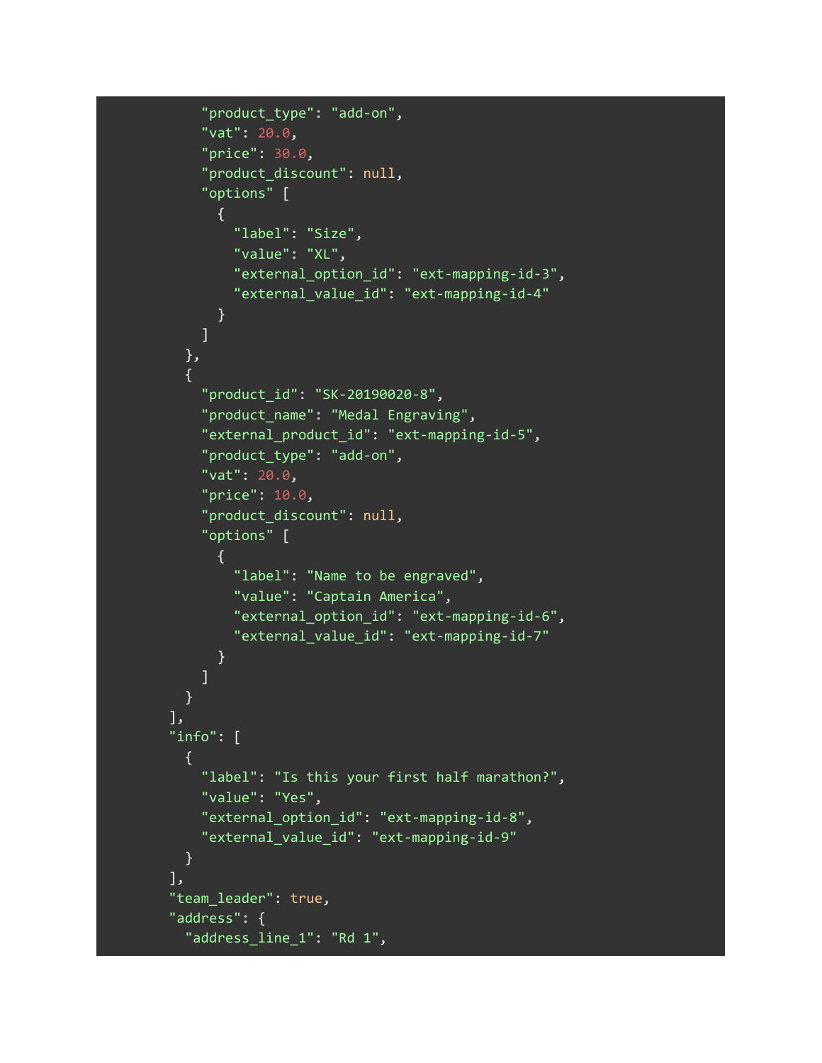```
        "product_type": "add-on",
        "vat": 20.0,
        "price": 30.0,
        "product_discount": null,
        "options" [
          {
            "label": "Size",
            "value": "XL",
            "external_option_id": "ext-mapping-id-3",
            "external_value_id": "ext-mapping-id-4"
          }
        ]
      },
      {
        "product_id": "SK-20190020-8",
        "product_name": "Medal Engraving",
        "external_product_id": "ext-mapping-id-5",
        "product_type": "add-on",
        "vat": 20.0,
        "price": 10.0,
        "product_discount": null,
        "options" [
          {
            "label": "Name to be engraved",
            "value": "Captain America",
            "external_option_id": "ext-mapping-id-6",
            "external_value_id": "ext-mapping-id-7"
          }
        ]
      }
    ],
    "info": [
      {
        "label": "Is this your first half marathon?",
        "value": "Yes",
        "external_option_id": "ext-mapping-id-8",
        "external_value_id": "ext-mapping-id-9"
      }
    ],
    "team_leader": true,
    "address": {
      "address_line_1": "Rd 1",
```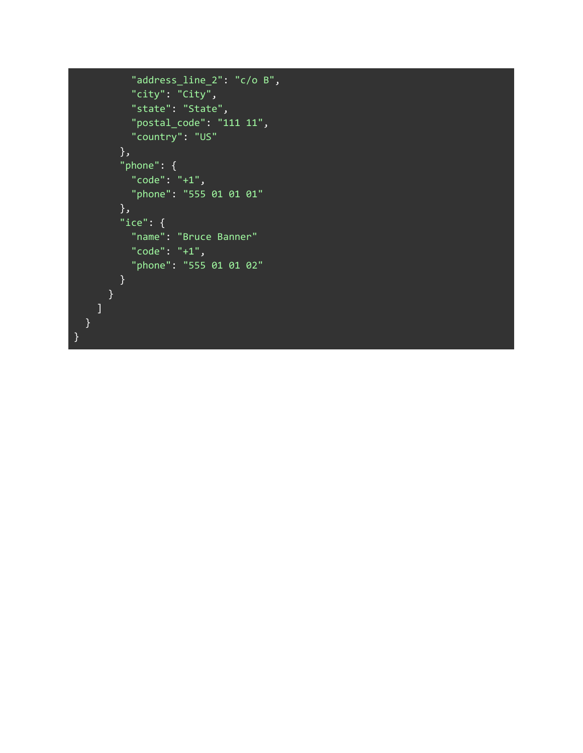```
          "address_line_2": "c/o B",
          "city": "City",
          "state": "State",
          "postal_code": "111 11",
          "country": "US"
        },
        "phone": {
          "code": "+1",
          "phone": "555 01 01 01"
        },
        "ice": {
          "name": "Bruce Banner"
          "code": "+1",
          "phone": "555 01 01 02"
        }
      }
    ]
  }
}
```